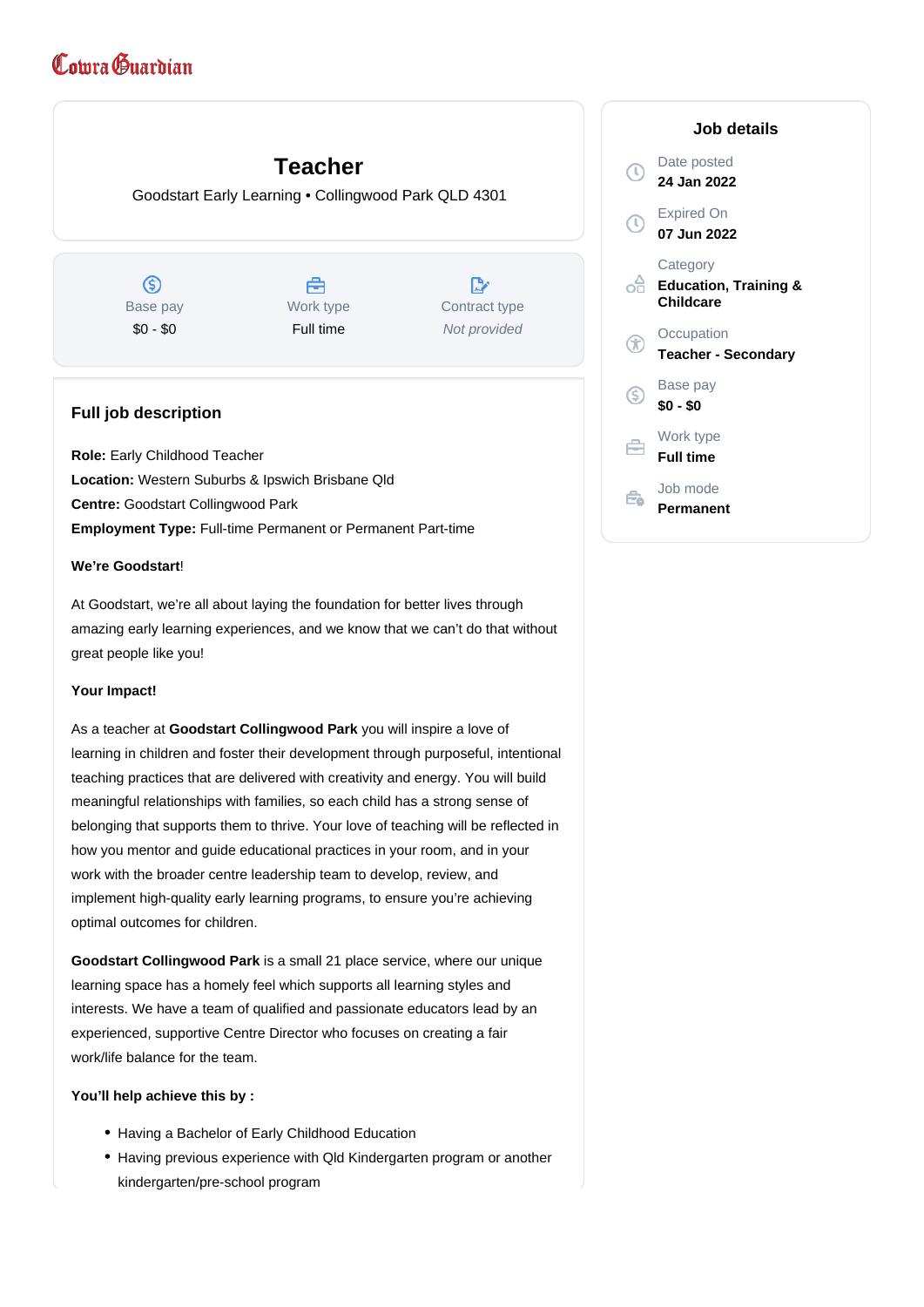Cowra Guardian

# Teacher

Goodstart Early Learning • Collingwood Park QLD 4301

| Base pay | Work type | Contract type |
|---|---|---|
| $0 - $0 | Full time | *Not provided* |

## Job details

Date posted
**24 Jan 2022**

Expired On
**07 Jun 2022**

Category
**Education, Training & Childcare**

Occupation
**Teacher - Secondary**

Base pay
**$0 - $0**

Work type
**Full time**

Job mode
**Permanent**

## Full job description

**Role:** Early Childhood Teacher
**Location:** Western Suburbs & Ipswich Brisbane Qld
**Centre:** Goodstart Collingwood Park
**Employment Type:** Full-time Permanent or Permanent Part-time

**We're Goodstart**!

At Goodstart, we're all about laying the foundation for better lives through amazing early learning experiences, and we know that we can't do that without great people like you!

**Your Impact!**

As a teacher at **Goodstart Collingwood Park** you will inspire a love of learning in children and foster their development through purposeful, intentional teaching practices that are delivered with creativity and energy. You will build meaningful relationships with families, so each child has a strong sense of belonging that supports them to thrive. Your love of teaching will be reflected in how you mentor and guide educational practices in your room, and in your work with the broader centre leadership team to develop, review, and implement high-quality early learning programs, to ensure you're achieving optimal outcomes for children.

**Goodstart Collingwood Park** is a small 21 place service, where our unique learning space has a homely feel which supports all learning styles and interests. We have a team of qualified and passionate educators lead by an experienced, supportive Centre Director who focuses on creating a fair work/life balance for the team.

**You'll help achieve this by :**

- Having a Bachelor of Early Childhood Education
- Having previous experience with Qld Kindergarten program or another kindergarten/pre-school program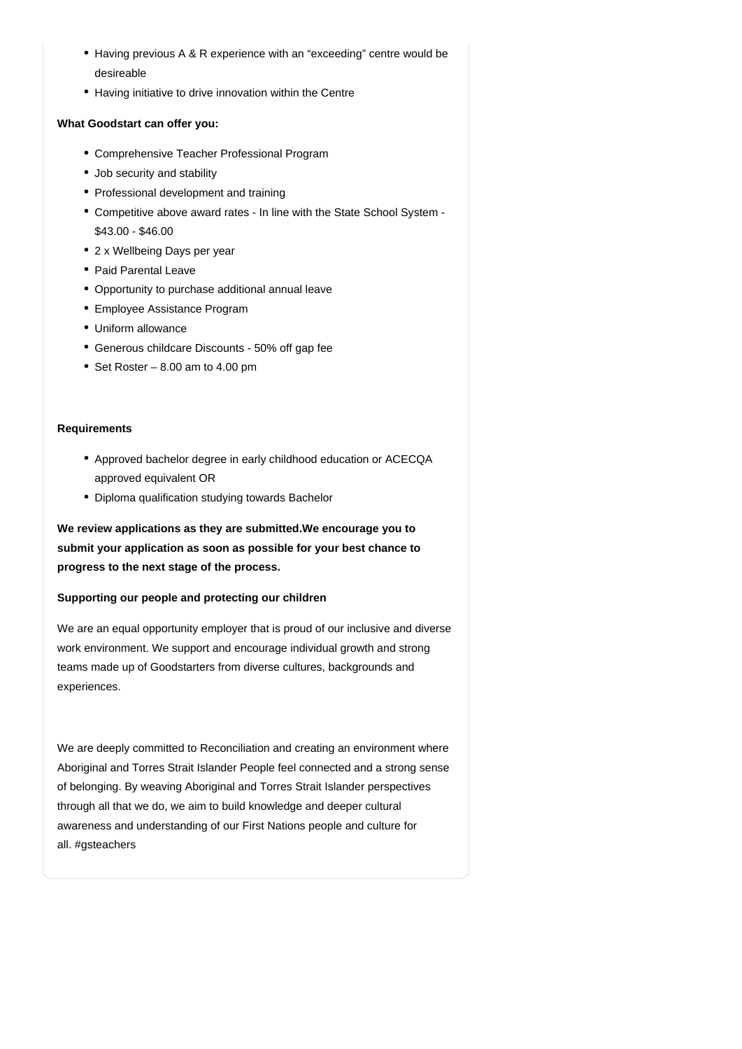- Having previous A & R experience with an "exceeding" centre would be desireable
- Having initiative to drive innovation within the Centre

**What Goodstart can offer you:**

- Comprehensive Teacher Professional Program
- Job security and stability
- Professional development and training
- Competitive above award rates - In line with the State School System - $43.00 - $46.00
- 2 x Wellbeing Days per year
- Paid Parental Leave
- Opportunity to purchase additional annual leave
- Employee Assistance Program
- Uniform allowance
- Generous childcare Discounts - 50% off gap fee
- Set Roster – 8.00 am to 4.00 pm

**Requirements**

- Approved bachelor degree in early childhood education or ACECQA approved equivalent OR
- Diploma qualification studying towards Bachelor

**We review applications as they are submitted.We encourage you to submit your application as soon as possible for your best chance to progress to the next stage of the process.**

**Supporting our people and protecting our children**

We are an equal opportunity employer that is proud of our inclusive and diverse work environment. We support and encourage individual growth and strong teams made up of Goodstarters from diverse cultures, backgrounds and experiences.

We are deeply committed to Reconciliation and creating an environment where Aboriginal and Torres Strait Islander People feel connected and a strong sense of belonging. By weaving Aboriginal and Torres Strait Islander perspectives through all that we do, we aim to build knowledge and deeper cultural awareness and understanding of our First Nations people and culture for all. #gsteachers